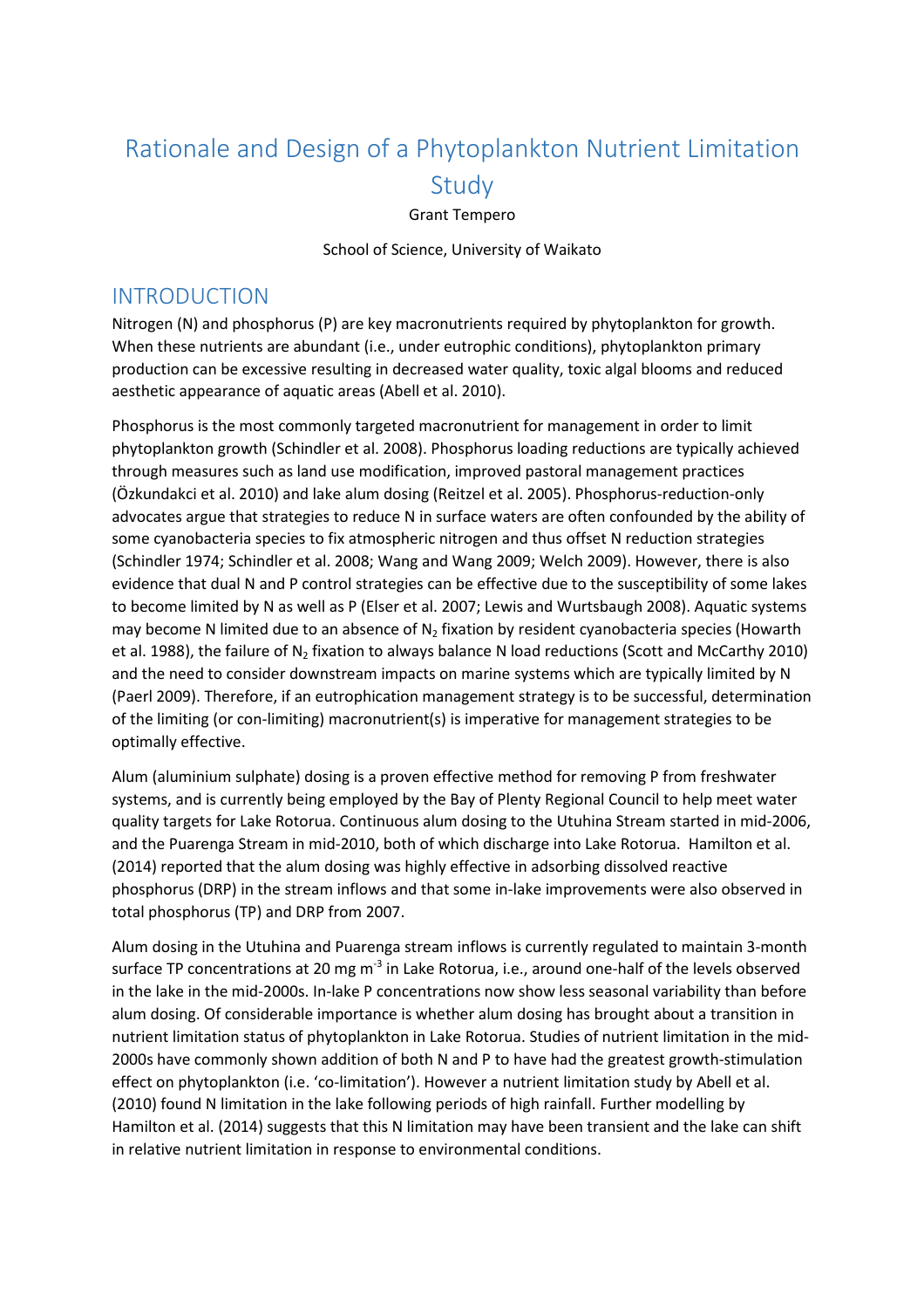# Rationale and Design of a Phytoplankton Nutrient Limitation Study

Grant Tempero

School of Science, University of Waikato

## INTRODUCTION

Nitrogen (N) and phosphorus (P) are key macronutrients required by phytoplankton for growth. When these nutrients are abundant (i.e., under eutrophic conditions), phytoplankton primary production can be excessive resulting in decreased water quality, toxic algal blooms and reduced aesthetic appearance of aquatic areas (Abell et al. 2010).

Phosphorus is the most commonly targeted macronutrient for management in order to limit phytoplankton growth (Schindler et al. 2008). Phosphorus loading reductions are typically achieved through measures such as land use modification, improved pastoral management practices (Özkundakci et al. 2010) and lake alum dosing (Reitzel et al. 2005). Phosphorus-reduction-only advocates argue that strategies to reduce N in surface waters are often confounded by the ability of some cyanobacteria species to fix atmospheric nitrogen and thus offset N reduction strategies (Schindler 1974; Schindler et al. 2008; Wang and Wang 2009; Welch 2009). However, there is also evidence that dual N and P control strategies can be effective due to the susceptibility of some lakes to become limited by N as well as P (Elser et al. 2007; Lewis and Wurtsbaugh 2008). Aquatic systems may become N limited due to an absence of $N_2$ fixation by resident cyanobacteria species (Howarth et al. 1988), the failure of $N_2$ fixation to always balance N load reductions (Scott and McCarthy 2010) and the need to consider downstream impacts on marine systems which are typically limited by N (Paerl 2009). Therefore, if an eutrophication management strategy is to be successful, determination of the limiting (or con-limiting) macronutrient(s) is imperative for management strategies to be optimally effective.

Alum (aluminium sulphate) dosing is a proven effective method for removing P from freshwater systems, and is currently being employed by the Bay of Plenty Regional Council to help meet water quality targets for Lake Rotorua. Continuous alum dosing to the Utuhina Stream started in mid-2006, and the Puarenga Stream in mid-2010, both of which discharge into Lake Rotorua. Hamilton et al. (2014) reported that the alum dosing was highly effective in adsorbing dissolved reactive phosphorus (DRP) in the stream inflows and that some in-lake improvements were also observed in total phosphorus (TP) and DRP from 2007.

Alum dosing in the Utuhina and Puarenga stream inflows is currently regulated to maintain 3-month surface TP concentrations at 20 mg $m^{-3}$ in Lake Rotorua, i.e., around one-half of the levels observed in the lake in the mid-2000s. In-lake P concentrations now show less seasonal variability than before alum dosing. Of considerable importance is whether alum dosing has brought about a transition in nutrient limitation status of phytoplankton in Lake Rotorua. Studies of nutrient limitation in the mid-2000s have commonly shown addition of both N and P to have had the greatest growth-stimulation effect on phytoplankton (i.e. 'co-limitation'). However a nutrient limitation study by Abell et al. (2010) found N limitation in the lake following periods of high rainfall. Further modelling by Hamilton et al. (2014) suggests that this N limitation may have been transient and the lake can shift in relative nutrient limitation in response to environmental conditions.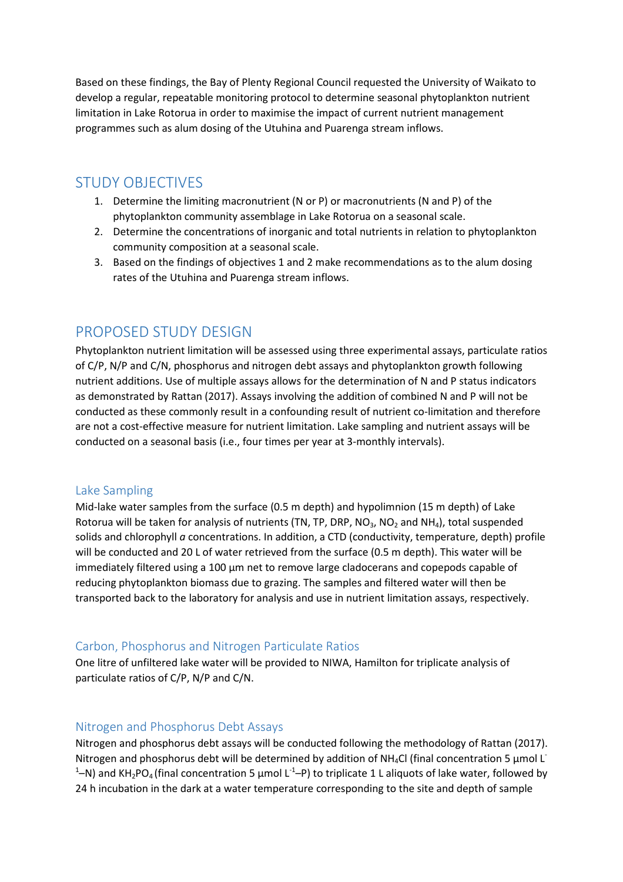Based on these findings, the Bay of Plenty Regional Council requested the University of Waikato to develop a regular, repeatable monitoring protocol to determine seasonal phytoplankton nutrient limitation in Lake Rotorua in order to maximise the impact of current nutrient management programmes such as alum dosing of the Utuhina and Puarenga stream inflows.

## STUDY OBJECTIVES

1. Determine the limiting macronutrient (N or P) or macronutrients (N and P) of the phytoplankton community assemblage in Lake Rotorua on a seasonal scale.
2. Determine the concentrations of inorganic and total nutrients in relation to phytoplankton community composition at a seasonal scale.
3. Based on the findings of objectives 1 and 2 make recommendations as to the alum dosing rates of the Utuhina and Puarenga stream inflows.

## PROPOSED STUDY DESIGN

Phytoplankton nutrient limitation will be assessed using three experimental assays, particulate ratios of C/P, N/P and C/N, phosphorus and nitrogen debt assays and phytoplankton growth following nutrient additions. Use of multiple assays allows for the determination of N and P status indicators as demonstrated by Rattan (2017). Assays involving the addition of combined N and P will not be conducted as these commonly result in a confounding result of nutrient co-limitation and therefore are not a cost-effective measure for nutrient limitation. Lake sampling and nutrient assays will be conducted on a seasonal basis (i.e., four times per year at 3-monthly intervals).

### Lake Sampling

Mid-lake water samples from the surface (0.5 m depth) and hypolimnion (15 m depth) of Lake Rotorua will be taken for analysis of nutrients (TN, TP, DRP, $NO_3$, $NO_2$ and $NH_4$), total suspended solids and chlorophyll *a* concentrations. In addition, a CTD (conductivity, temperature, depth) profile will be conducted and 20 L of water retrieved from the surface (0.5 m depth). This water will be immediately filtered using a 100 µm net to remove large cladocerans and copepods capable of reducing phytoplankton biomass due to grazing. The samples and filtered water will then be transported back to the laboratory for analysis and use in nutrient limitation assays, respectively.

### Carbon, Phosphorus and Nitrogen Particulate Ratios

One litre of unfiltered lake water will be provided to NIWA, Hamilton for triplicate analysis of particulate ratios of C/P, N/P and C/N.

### Nitrogen and Phosphorus Debt Assays

Nitrogen and phosphorus debt assays will be conducted following the methodology of Rattan (2017). Nitrogen and phosphorus debt will be determined by addition of $NH_4Cl$ (final concentration 5 µmol $L^{-1}$–N) and $KH_2PO_4$ (final concentration 5 µmol $L^{-1}$–P) to triplicate 1 L aliquots of lake water, followed by 24 h incubation in the dark at a water temperature corresponding to the site and depth of sample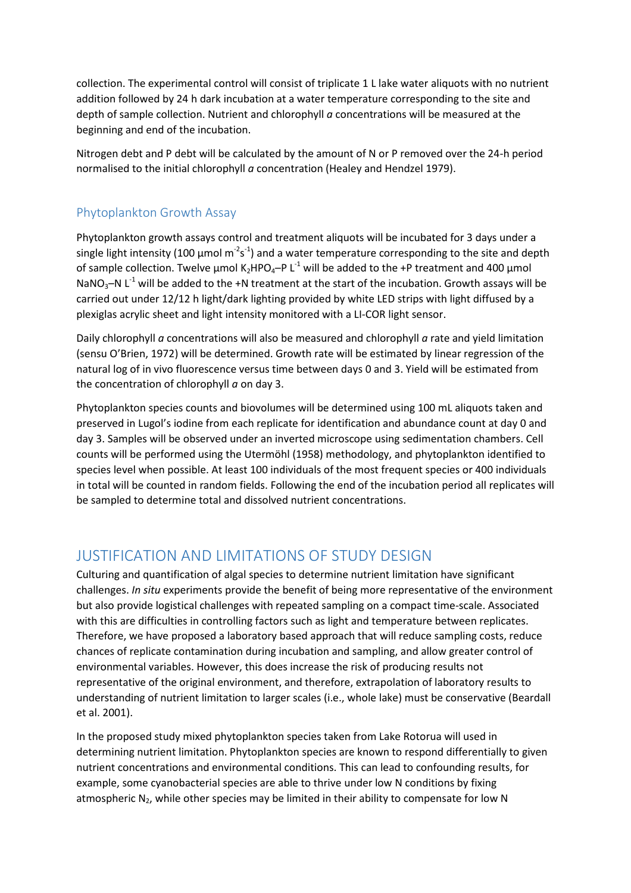collection. The experimental control will consist of triplicate 1 L lake water aliquots with no nutrient addition followed by 24 h dark incubation at a water temperature corresponding to the site and depth of sample collection. Nutrient and chlorophyll *a* concentrations will be measured at the beginning and end of the incubation.

Nitrogen debt and P debt will be calculated by the amount of N or P removed over the 24-h period normalised to the initial chlorophyll *a* concentration (Healey and Hendzel 1979).

### Phytoplankton Growth Assay

Phytoplankton growth assays control and treatment aliquots will be incubated for 3 days under a single light intensity (100 µmol $m^{-2}s^{-1}$) and a water temperature corresponding to the site and depth of sample collection. Twelve µmol $K_2HPO_4$–P $L^{-1}$ will be added to the +P treatment and 400 µmol $NaNO_3$–N $L^{-1}$ will be added to the +N treatment at the start of the incubation. Growth assays will be carried out under 12/12 h light/dark lighting provided by white LED strips with light diffused by a plexiglas acrylic sheet and light intensity monitored with a LI-COR light sensor.

Daily chlorophyll *a* concentrations will also be measured and chlorophyll *a* rate and yield limitation (sensu O'Brien, 1972) will be determined. Growth rate will be estimated by linear regression of the natural log of in vivo fluorescence versus time between days 0 and 3. Yield will be estimated from the concentration of chlorophyll *a* on day 3.

Phytoplankton species counts and biovolumes will be determined using 100 mL aliquots taken and preserved in Lugol's iodine from each replicate for identification and abundance count at day 0 and day 3. Samples will be observed under an inverted microscope using sedimentation chambers. Cell counts will be performed using the Utermöhl (1958) methodology, and phytoplankton identified to species level when possible. At least 100 individuals of the most frequent species or 400 individuals in total will be counted in random fields. Following the end of the incubation period all replicates will be sampled to determine total and dissolved nutrient concentrations.

## JUSTIFICATION AND LIMITATIONS OF STUDY DESIGN

Culturing and quantification of algal species to determine nutrient limitation have significant challenges. *In situ* experiments provide the benefit of being more representative of the environment but also provide logistical challenges with repeated sampling on a compact time-scale. Associated with this are difficulties in controlling factors such as light and temperature between replicates. Therefore, we have proposed a laboratory based approach that will reduce sampling costs, reduce chances of replicate contamination during incubation and sampling, and allow greater control of environmental variables. However, this does increase the risk of producing results not representative of the original environment, and therefore, extrapolation of laboratory results to understanding of nutrient limitation to larger scales (i.e., whole lake) must be conservative (Beardall et al. 2001).

In the proposed study mixed phytoplankton species taken from Lake Rotorua will used in determining nutrient limitation. Phytoplankton species are known to respond differentially to given nutrient concentrations and environmental conditions. This can lead to confounding results, for example, some cyanobacterial species are able to thrive under low N conditions by fixing atmospheric $N_2$, while other species may be limited in their ability to compensate for low N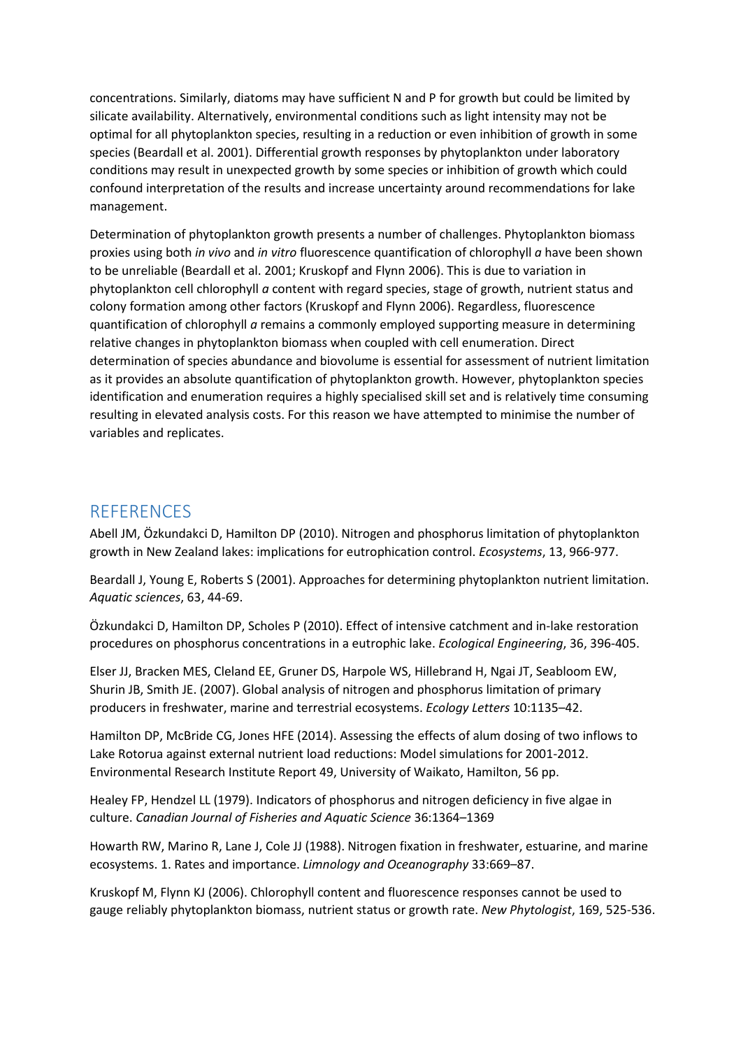concentrations. Similarly, diatoms may have sufficient N and P for growth but could be limited by silicate availability. Alternatively, environmental conditions such as light intensity may not be optimal for all phytoplankton species, resulting in a reduction or even inhibition of growth in some species (Beardall et al. 2001). Differential growth responses by phytoplankton under laboratory conditions may result in unexpected growth by some species or inhibition of growth which could confound interpretation of the results and increase uncertainty around recommendations for lake management.

Determination of phytoplankton growth presents a number of challenges. Phytoplankton biomass proxies using both *in vivo* and *in vitro* fluorescence quantification of chlorophyll *a* have been shown to be unreliable (Beardall et al. 2001; Kruskopf and Flynn 2006). This is due to variation in phytoplankton cell chlorophyll *a* content with regard species, stage of growth, nutrient status and colony formation among other factors (Kruskopf and Flynn 2006). Regardless, fluorescence quantification of chlorophyll *a* remains a commonly employed supporting measure in determining relative changes in phytoplankton biomass when coupled with cell enumeration. Direct determination of species abundance and biovolume is essential for assessment of nutrient limitation as it provides an absolute quantification of phytoplankton growth. However, phytoplankton species identification and enumeration requires a highly specialised skill set and is relatively time consuming resulting in elevated analysis costs. For this reason we have attempted to minimise the number of variables and replicates.

## REFERENCES

Abell JM, Özkundakci D, Hamilton DP (2010). Nitrogen and phosphorus limitation of phytoplankton growth in New Zealand lakes: implications for eutrophication control. *Ecosystems*, 13, 966-977.

Beardall J, Young E, Roberts S (2001). Approaches for determining phytoplankton nutrient limitation. *Aquatic sciences*, 63, 44-69.

Özkundakci D, Hamilton DP, Scholes P (2010). Effect of intensive catchment and in-lake restoration procedures on phosphorus concentrations in a eutrophic lake. *Ecological Engineering*, 36, 396-405.

Elser JJ, Bracken MES, Cleland EE, Gruner DS, Harpole WS, Hillebrand H, Ngai JT, Seabloom EW, Shurin JB, Smith JE. (2007). Global analysis of nitrogen and phosphorus limitation of primary producers in freshwater, marine and terrestrial ecosystems. *Ecology Letters* 10:1135–42.

Hamilton DP, McBride CG, Jones HFE (2014). Assessing the effects of alum dosing of two inflows to Lake Rotorua against external nutrient load reductions: Model simulations for 2001-2012. Environmental Research Institute Report 49, University of Waikato, Hamilton, 56 pp.

Healey FP, Hendzel LL (1979). Indicators of phosphorus and nitrogen deficiency in five algae in culture. *Canadian Journal of Fisheries and Aquatic Science* 36:1364–1369

Howarth RW, Marino R, Lane J, Cole JJ (1988). Nitrogen fixation in freshwater, estuarine, and marine ecosystems. 1. Rates and importance. *Limnology and Oceanography* 33:669–87.

Kruskopf M, Flynn KJ (2006). Chlorophyll content and fluorescence responses cannot be used to gauge reliably phytoplankton biomass, nutrient status or growth rate. *New Phytologist*, 169, 525-536.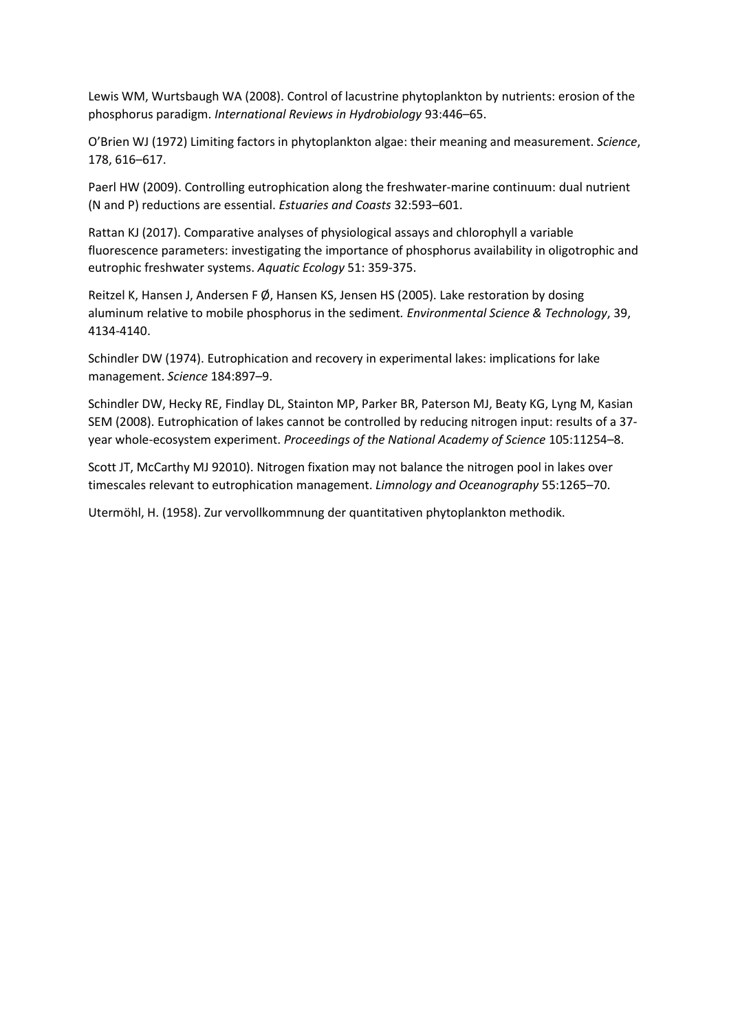Lewis WM, Wurtsbaugh WA (2008). Control of lacustrine phytoplankton by nutrients: erosion of the phosphorus paradigm. *International Reviews in Hydrobiology* 93:446–65.

O'Brien WJ (1972) Limiting factors in phytoplankton algae: their meaning and measurement. *Science*, 178, 616–617.

Paerl HW (2009). Controlling eutrophication along the freshwater-marine continuum: dual nutrient (N and P) reductions are essential. *Estuaries and Coasts* 32:593–601.

Rattan KJ (2017). Comparative analyses of physiological assays and chlorophyll a variable fluorescence parameters: investigating the importance of phosphorus availability in oligotrophic and eutrophic freshwater systems. *Aquatic Ecology* 51: 359-375.

Reitzel K, Hansen J, Andersen F Ø, Hansen KS, Jensen HS (2005). Lake restoration by dosing aluminum relative to mobile phosphorus in the sediment. *Environmental Science & Technology*, 39, 4134-4140.

Schindler DW (1974). Eutrophication and recovery in experimental lakes: implications for lake management. *Science* 184:897–9.

Schindler DW, Hecky RE, Findlay DL, Stainton MP, Parker BR, Paterson MJ, Beaty KG, Lyng M, Kasian SEM (2008). Eutrophication of lakes cannot be controlled by reducing nitrogen input: results of a 37-year whole-ecosystem experiment. *Proceedings of the National Academy of Science* 105:11254–8.

Scott JT, McCarthy MJ 92010). Nitrogen fixation may not balance the nitrogen pool in lakes over timescales relevant to eutrophication management. *Limnology and Oceanography* 55:1265–70.

Utermöhl, H. (1958). Zur vervollkommnung der quantitativen phytoplankton methodik.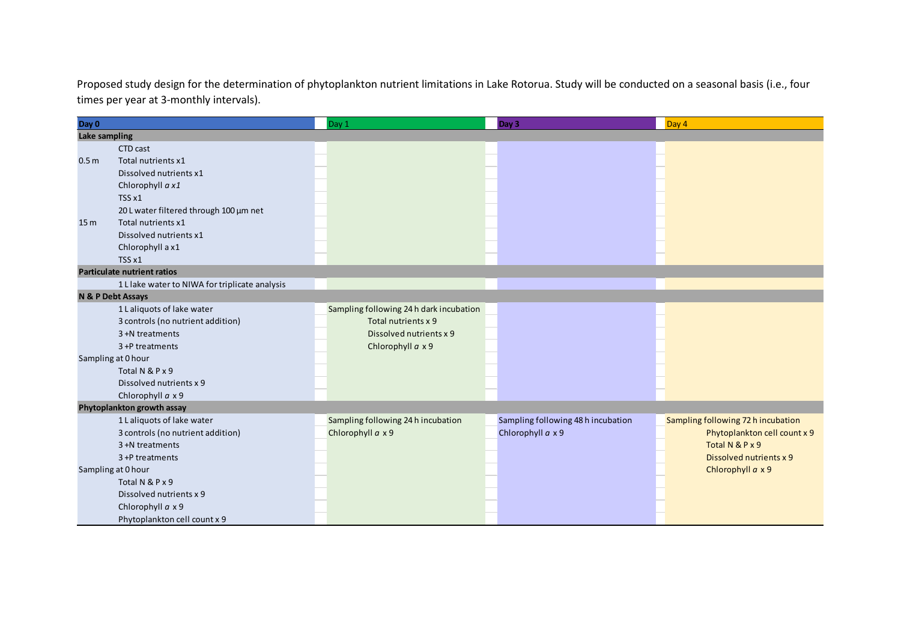Proposed study design for the determination of phytoplankton nutrient limitations in Lake Rotorua. Study will be conducted on a seasonal basis (i.e., four times per year at 3-monthly intervals).

| Day 0 | | Day 1 | Day 3 | Day 4 |
|---|---|---|---|---|
| **Lake sampling** | | | | |
| | CTD cast | | | |
| 0.5 m | Total nutrients x1 | | | |
| | Dissolved nutrients x1 | | | |
| | Chlorophyll *a x1* | | | |
| | TSS x1 | | | |
| | 20 L water filtered through 100 µm net | | | |
| 15 m | Total nutrients x1 | | | |
| | Dissolved nutrients x1 | | | |
| | Chlorophyll a x1 | | | |
| | TSS x1 | | | |
| **Particulate nutrient ratios** | | | | |
| | 1 L lake water to NIWA for triplicate analysis | | | |
| **N & P Debt Assays** | | | | |
| | 1 L aliquots of lake water | Sampling following 24 h dark incubation | | |
| | 3 controls (no nutrient addition) | Total nutrients x 9 | | |
| | 3 +N treatments | Dissolved nutrients x 9 | | |
| | 3 +P treatments | Chlorophyll *a* x 9 | | |
| Sampling at 0 hour | | | | |
| | Total N & P x 9 | | | |
| | Dissolved nutrients x 9 | | | |
| | Chlorophyll *a* x 9 | | | |
| **Phytoplankton growth assay** | | | | |
| | 1 L aliquots of lake water | Sampling following 24 h incubation | Sampling following 48 h incubation | Sampling following 72 h incubation |
| | 3 controls (no nutrient addition) | Chlorophyll *a* x 9 | Chlorophyll *a* x 9 | Phytoplankton cell count x 9 |
| | 3 +N treatments | | | Total N & P x 9 |
| | 3 +P treatments | | | Dissolved nutrients x 9 |
| Sampling at 0 hour | | | | Chlorophyll *a* x 9 |
| | Total N & P x 9 | | | |
| | Dissolved nutrients x 9 | | | |
| | Chlorophyll *a* x 9 | | | |
| | Phytoplankton cell count x 9 | | | |